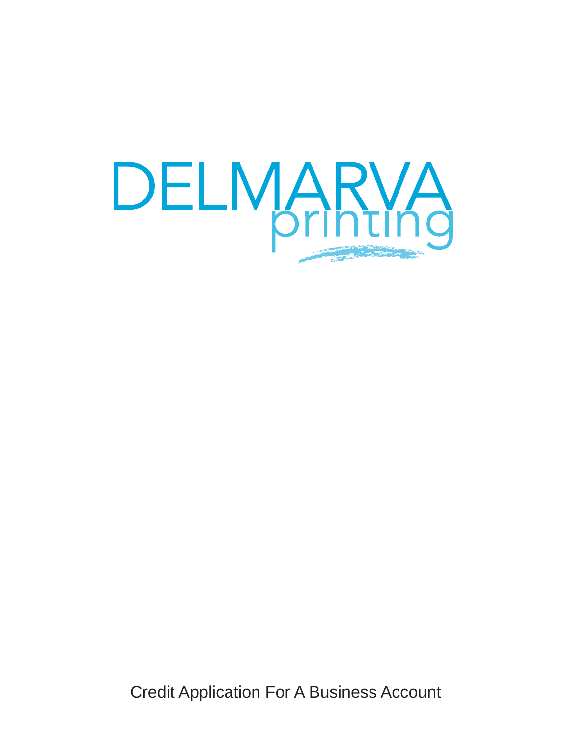# DELMARVA printing

Credit Application For A Business Account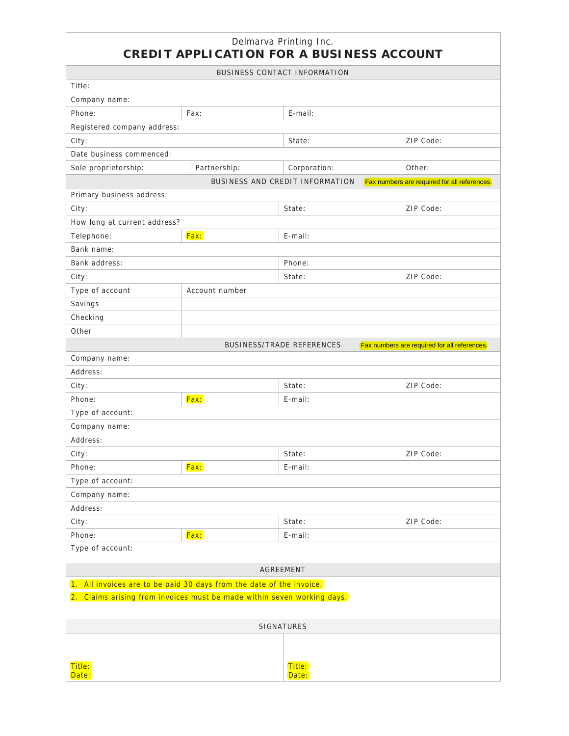Delmarva Printing Inc.

# CREDIT APPLICATION FOR A BUSINESS ACCOUNT

| BUSINESS CONTACT INFORMATION | | | |
|---|---|---|---|
| Title: | | | |
| Company name: | | | |
| Phone: | Fax: | E-mail: | |
| Registered company address: | | | |
| City: | | State: | ZIP Code: |
| Date business commenced: | | | |
| Sole proprietorship: | Partnership: | Corporation: | Other: |

| BUSINESS AND CREDIT INFORMATION — Fax numbers are required for all references. | | | |
|---|---|---|---|
| Primary business address: | | | |
| City: | | State: | ZIP Code: |
| How long at current address? | | | |
| Telephone: | Fax: | E-mail: | |
| Bank name: | | | |
| Bank address: | | Phone: | |
| City: | | State: | ZIP Code: |
| Type of account | Account number | | |
| Savings | | | |
| Checking | | | |
| Other | | | |

| BUSINESS/TRADE REFERENCES — Fax numbers are required for all references. | | | |
|---|---|---|---|
| Company name: | | | |
| Address: | | | |
| City: | | State: | ZIP Code: |
| Phone: | Fax: | E-mail: | |
| Type of account: | | | |
| Company name: | | | |
| Address: | | | |
| City: | | State: | ZIP Code: |
| Phone: | Fax: | E-mail: | |
| Type of account: | | | |
| Company name: | | | |
| Address: | | | |
| City: | | State: | ZIP Code: |
| Phone: | Fax: | E-mail: | |
| Type of account: | | | |

## AGREEMENT

1. All invoices are to be paid 30 days from the date of the invoice.
2. Claims arising from invoices must be made within seven working days.

## SIGNATURES

| | |
|---|---|
| Title: | Title: |
| Date: | Date: |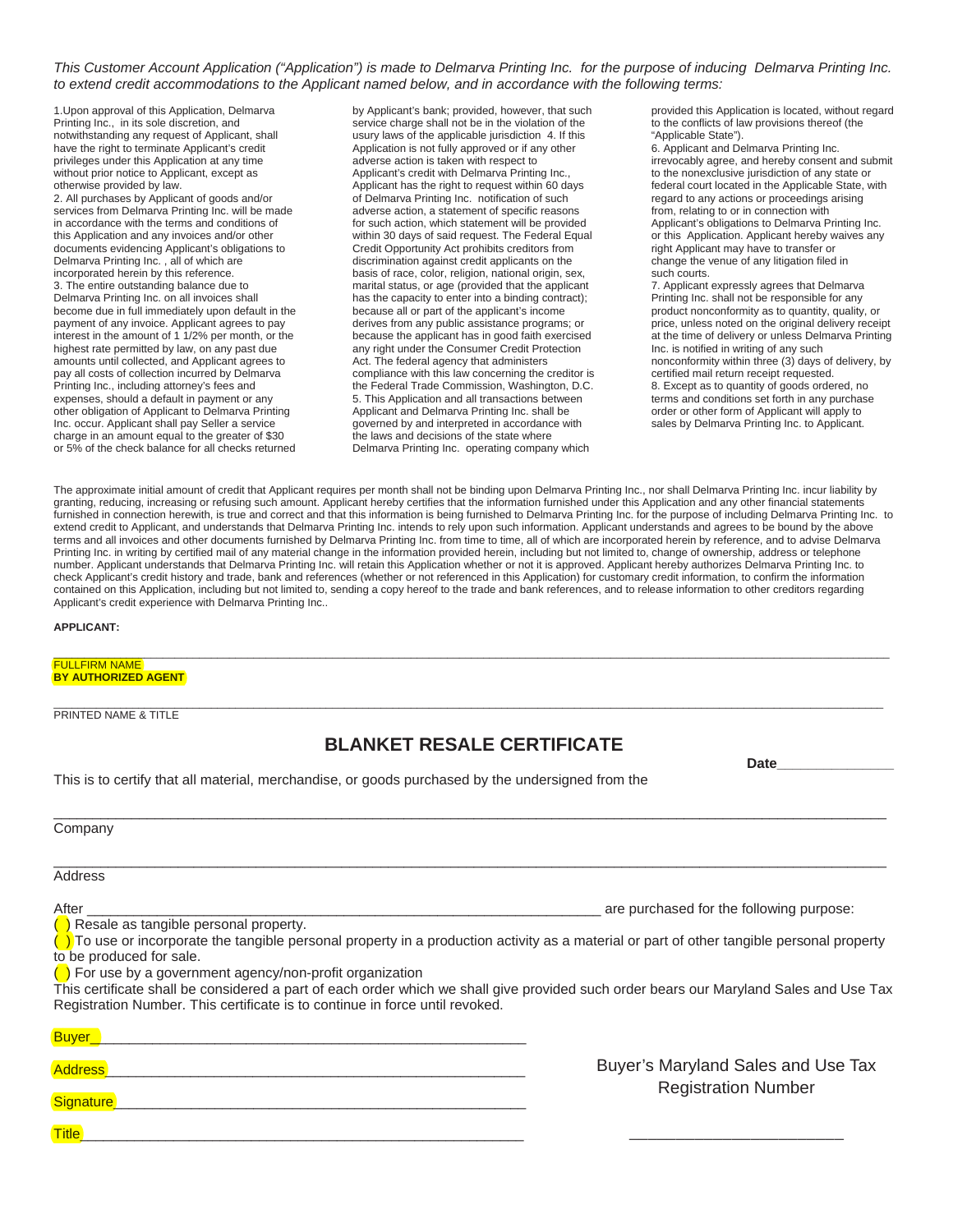*This Customer Account Application ("Application") is made to Delmarva Printing Inc. for the purpose of inducing Delmarva Printing Inc. to extend credit accommodations to the Applicant named below, and in accordance with the following terms:*

1.Upon approval of this Application, Delmarva Printing Inc., in its sole discretion, and notwithstanding any request of Applicant, shall have the right to terminate Applicant's credit privileges under this Application at any time without prior notice to Applicant, except as otherwise provided by law.
2. All purchases by Applicant of goods and/or services from Delmarva Printing Inc. will be made in accordance with the terms and conditions of this Application and any invoices and/or other documents evidencing Applicant's obligations to Delmarva Printing Inc. , all of which are incorporated herein by this reference.
3. The entire outstanding balance due to Delmarva Printing Inc. on all invoices shall become due in full immediately upon default in the payment of any invoice. Applicant agrees to pay interest in the amount of 1 1/2% per month, or the highest rate permitted by law, on any past due amounts until collected, and Applicant agrees to pay all costs of collection incurred by Delmarva Printing Inc., including attorney's fees and expenses, should a default in payment or any other obligation of Applicant to Delmarva Printing Inc. occur. Applicant shall pay Seller a service charge in an amount equal to the greater of $30 or 5% of the check balance for all checks returned by Applicant's bank; provided, however, that such service charge shall not be in the violation of the usury laws of the applicable jurisdiction 4. If this Application is not fully approved or if any other adverse action is taken with respect to Applicant's credit with Delmarva Printing Inc., Applicant has the right to request within 60 days of Delmarva Printing Inc. notification of such adverse action, a statement of specific reasons for such action, which statement will be provided within 30 days of said request. The Federal Equal Credit Opportunity Act prohibits creditors from discrimination against credit applicants on the basis of race, color, religion, national origin, sex, marital status, or age (provided that the applicant has the capacity to enter into a binding contract); because all or part of the applicant's income derives from any public assistance programs; or because the applicant has in good faith exercised any right under the Consumer Credit Protection Act. The federal agency that administers compliance with this law concerning the creditor is the Federal Trade Commission, Washington, D.C.
5. This Application and all transactions between Applicant and Delmarva Printing Inc. shall be governed by and interpreted in accordance with the laws and decisions of the state where Delmarva Printing Inc. operating company which provided this Application is located, without regard to the conflicts of law provisions thereof (the "Applicable State").
6. Applicant and Delmarva Printing Inc. irrevocably agree, and hereby consent and submit to the nonexclusive jurisdiction of any state or federal court located in the Applicable State, with regard to any actions or proceedings arising from, relating to or in connection with Applicant's obligations to Delmarva Printing Inc. or this Application. Applicant hereby waives any right Applicant may have to transfer or change the venue of any litigation filed in such courts.
7. Applicant expressly agrees that Delmarva Printing Inc. shall not be responsible for any product nonconformity as to quantity, quality, or price, unless noted on the original delivery receipt at the time of delivery or unless Delmarva Printing Inc. is notified in writing of any such nonconformity within three (3) days of delivery, by certified mail return receipt requested.
8. Except as to quantity of goods ordered, no terms and conditions set forth in any purchase order or other form of Applicant will apply to sales by Delmarva Printing Inc. to Applicant.

The approximate initial amount of credit that Applicant requires per month shall not be binding upon Delmarva Printing Inc., nor shall Delmarva Printing Inc. incur liability by granting, reducing, increasing or refusing such amount. Applicant hereby certifies that the information furnished under this Application and any other financial statements furnished in connection herewith, is true and correct and that this information is being furnished to Delmarva Printing Inc. for the purpose of including Delmarva Printing Inc. to extend credit to Applicant, and understands that Delmarva Printing Inc. intends to rely upon such information. Applicant understands and agrees to be bound by the above terms and all invoices and other documents furnished by Delmarva Printing Inc. from time to time, all of which are incorporated herein by reference, and to advise Delmarva Printing Inc. in writing by certified mail of any material change in the information provided herein, including but not limited to, change of ownership, address or telephone number. Applicant understands that Delmarva Printing Inc. will retain this Application whether or not it is approved. Applicant hereby authorizes Delmarva Printing Inc. to check Applicant's credit history and trade, bank and references (whether or not referenced in this Application) for customary credit information, to confirm the information contained on this Application, including but not limited to, sending a copy hereof to the trade and bank references, and to release information to other creditors regarding Applicant's credit experience with Delmarva Printing Inc..

**APPLICANT:**

_______________________________________________________________________________

FULLFIRM NAME
**BY AUTHORIZED AGENT**

_______________________________________________________________________________

PRINTED NAME & TITLE

## BLANKET RESALE CERTIFICATE

**Date**_______________

This is to certify that all material, merchandise, or goods purchased by the undersigned from the

_______________________________________________________________________________

Company

_______________________________________________________________________________

Address

After ________________________________________________________________ are purchased for the following purpose:

( ) Resale as tangible personal property.
( ) To use or incorporate the tangible personal property in a production activity as a material or part of other tangible personal property to be produced for sale.
( ) For use by a government agency/non-profit organization

This certificate shall be considered a part of each order which we shall give provided such order bears our Maryland Sales and Use Tax Registration Number. This certificate is to continue in force until revoked.

Buyer_______________________________________________________

Address_____________________________________________________

Signature____________________________________________________

Title_________________________________________________________

Buyer's Maryland Sales and Use Tax Registration Number

___________________________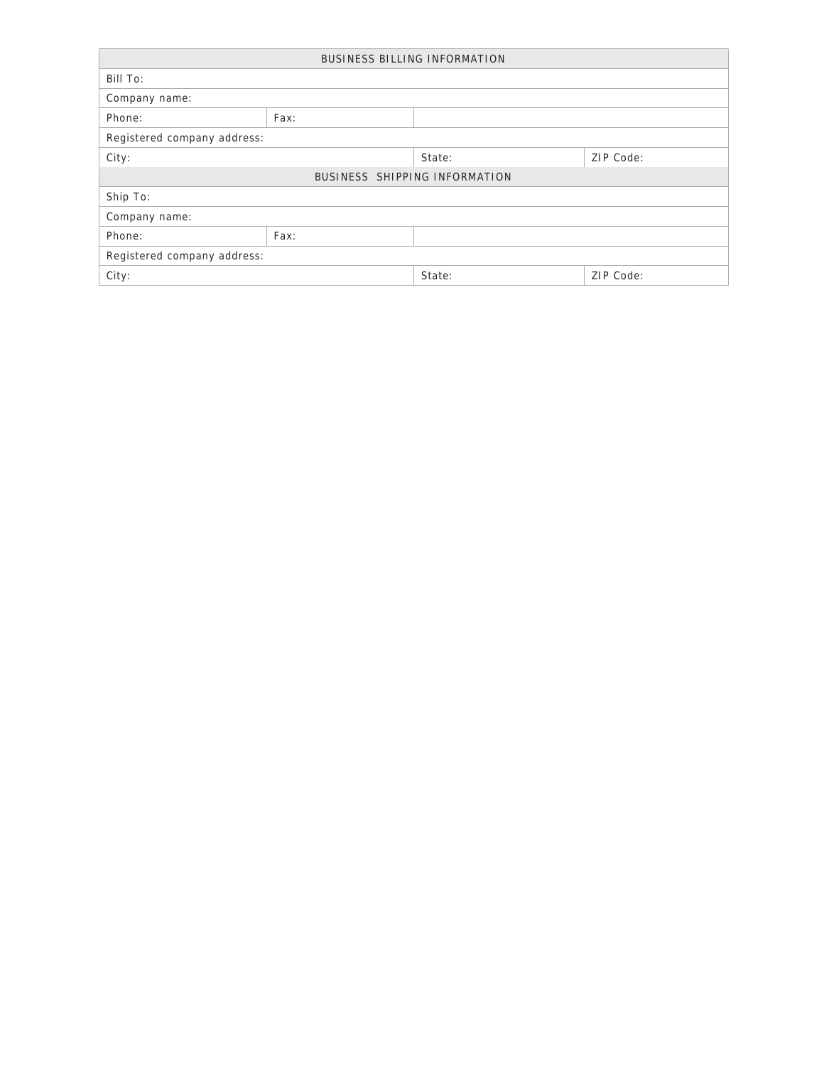| BUSINESS BILLING INFORMATION | | | |
|---|---|---|---|
| Bill To: | | | |
| Company name: | | | |
| Phone: | Fax: | | |
| Registered company address: | | | |
| City: | | State: | ZIP Code: |
| BUSINESS SHIPPING INFORMATION | | | |
| Ship To: | | | |
| Company name: | | | |
| Phone: | Fax: | | |
| Registered company address: | | | |
| City: | | State: | ZIP Code: |